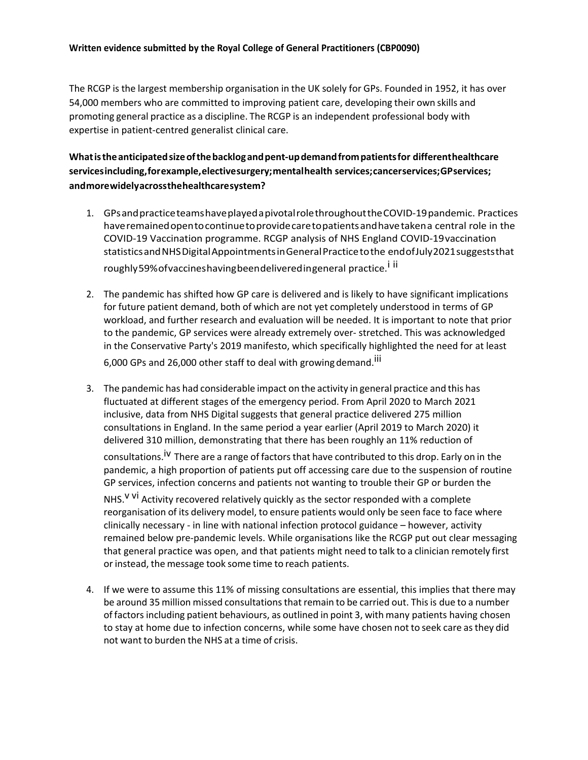**Written evidence submitted by the Royal College of General Practitioners (CBP0090)**

The RCGP is the largest membership organisation in the UK solely for GPs. Founded in 1952, it has over 54,000 members who are committed to improving patient care, developing their own skills and promoting general practice as a discipline. The RCGP is an independent professional body with expertise in patient-centred generalist clinical care.

**What is the anticipated size of the backlog and pent-up demand from patients for different healthcare services including, for example, elective surgery; mental health services; cancer services; GP services; and more widely across the healthcare system?**

1. GPs and practice teams have played a pivotal role throughout the COVID-19 pandemic. Practices have remained open to continue to provide care to patients and have taken a central role in the COVID-19 Vaccination programme. RCGP analysis of NHS England COVID-19 vaccination statistics and NHS Digital Appointments in General Practice to the end of July 2021 suggests that roughly 59% of vaccines having been delivered in general practice.[i ii]

2. The pandemic has shifted how GP care is delivered and is likely to have significant implications for future patient demand, both of which are not yet completely understood in terms of GP workload, and further research and evaluation will be needed. It is important to note that prior to the pandemic, GP services were already extremely over- stretched. This was acknowledged in the Conservative Party's 2019 manifesto, which specifically highlighted the need for at least 6,000 GPs and 26,000 other staff to deal with growing demand.[iii]

3. The pandemic has had considerable impact on the activity in general practice and this has fluctuated at different stages of the emergency period. From April 2020 to March 2021 inclusive, data from NHS Digital suggests that general practice delivered 275 million consultations in England. In the same period a year earlier (April 2019 to March 2020) it delivered 310 million, demonstrating that there has been roughly an 11% reduction of consultations.[iv] There are a range of factors that have contributed to this drop. Early on in the pandemic, a high proportion of patients put off accessing care due to the suspension of routine GP services, infection concerns and patients not wanting to trouble their GP or burden the NHS.[v vi] Activity recovered relatively quickly as the sector responded with a complete reorganisation of its delivery model, to ensure patients would only be seen face to face where clinically necessary - in line with national infection protocol guidance – however, activity remained below pre-pandemic levels. While organisations like the RCGP put out clear messaging that general practice was open, and that patients might need to talk to a clinician remotely first or instead, the message took some time to reach patients.

4. If we were to assume this 11% of missing consultations are essential, this implies that there may be around 35 million missed consultations that remain to be carried out. This is due to a number of factors including patient behaviours, as outlined in point 3, with many patients having chosen to stay at home due to infection concerns, while some have chosen not to seek care as they did not want to burden the NHS at a time of crisis.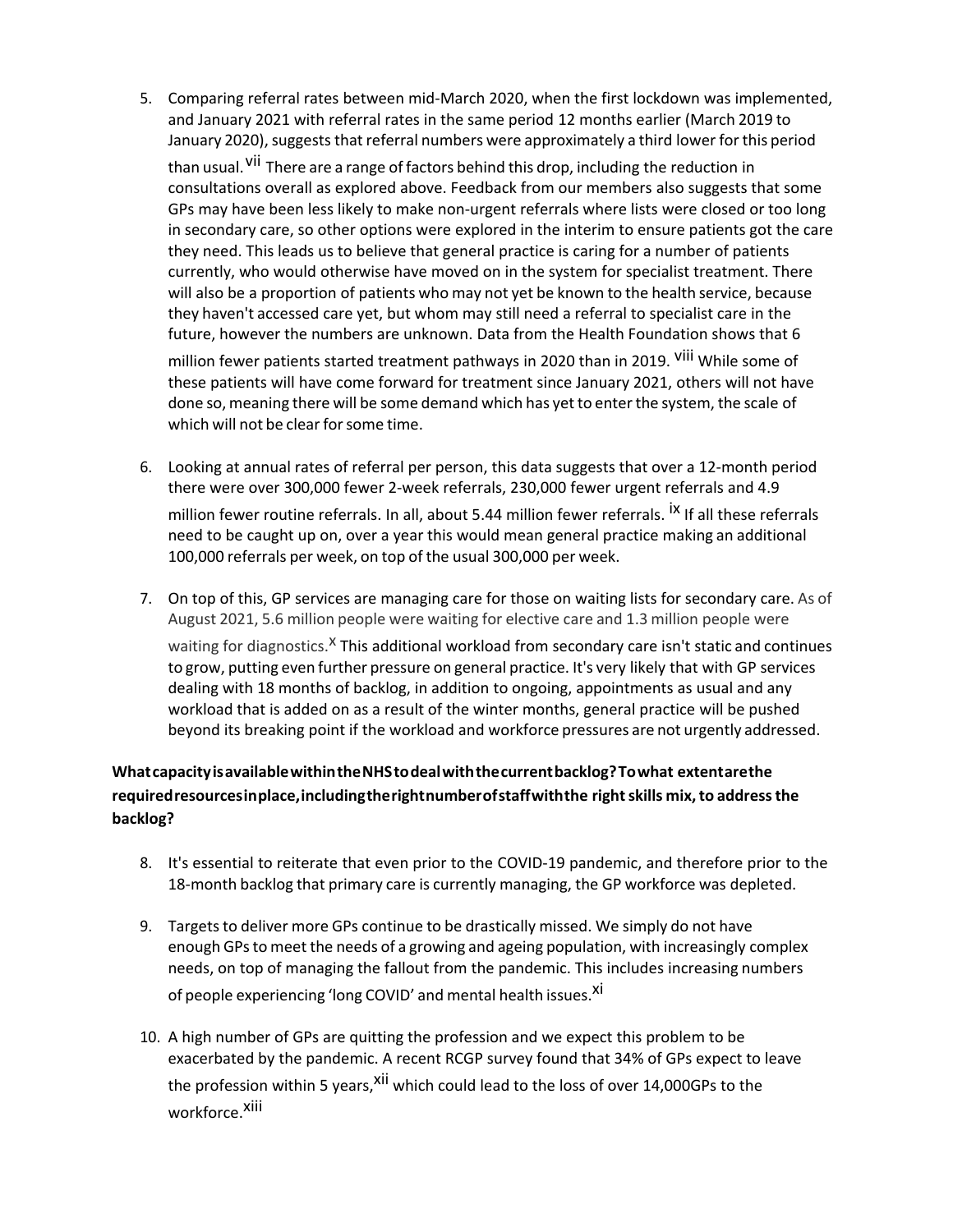5. Comparing referral rates between mid-March 2020, when the first lockdown was implemented, and January 2021 with referral rates in the same period 12 months earlier (March 2019 to January 2020), suggests that referral numbers were approximately a third lower for this period than usual.[vii] There are a range of factors behind this drop, including the reduction in consultations overall as explored above. Feedback from our members also suggests that some GPs may have been less likely to make non-urgent referrals where lists were closed or too long in secondary care, so other options were explored in the interim to ensure patients got the care they need. This leads us to believe that general practice is caring for a number of patients currently, who would otherwise have moved on in the system for specialist treatment. There will also be a proportion of patients who may not yet be known to the health service, because they haven't accessed care yet, but whom may still need a referral to specialist care in the future, however the numbers are unknown. Data from the Health Foundation shows that 6 million fewer patients started treatment pathways in 2020 than in 2019.[viii] While some of these patients will have come forward for treatment since January 2021, others will not have done so, meaning there will be some demand which has yet to enter the system, the scale of which will not be clear for some time.

6. Looking at annual rates of referral per person, this data suggests that over a 12-month period there were over 300,000 fewer 2-week referrals, 230,000 fewer urgent referrals and 4.9 million fewer routine referrals. In all, about 5.44 million fewer referrals.[ix] If all these referrals need to be caught up on, over a year this would mean general practice making an additional 100,000 referrals per week, on top of the usual 300,000 per week.

7. On top of this, GP services are managing care for those on waiting lists for secondary care. As of August 2021, 5.6 million people were waiting for elective care and 1.3 million people were waiting for diagnostics.[x] This additional workload from secondary care isn't static and continues to grow, putting even further pressure on general practice. It's very likely that with GP services dealing with 18 months of backlog, in addition to ongoing, appointments as usual and any workload that is added on as a result of the winter months, general practice will be pushed beyond its breaking point if the workload and workforce pressures are not urgently addressed.

**What capacity is available within the NHS to deal with the current backlog? To what extent are the required resources in place, including the right number of staff with the right skills mix, to address the backlog?**

8. It's essential to reiterate that even prior to the COVID-19 pandemic, and therefore prior to the 18-month backlog that primary care is currently managing, the GP workforce was depleted.

9. Targets to deliver more GPs continue to be drastically missed. We simply do not have enough GPs to meet the needs of a growing and ageing population, with increasingly complex needs, on top of managing the fallout from the pandemic. This includes increasing numbers of people experiencing 'long COVID' and mental health issues.[xi]

10. A high number of GPs are quitting the profession and we expect this problem to be exacerbated by the pandemic. A recent RCGP survey found that 34% of GPs expect to leave the profession within 5 years,[xii] which could lead to the loss of over 14,000GPs to the workforce.[xiii]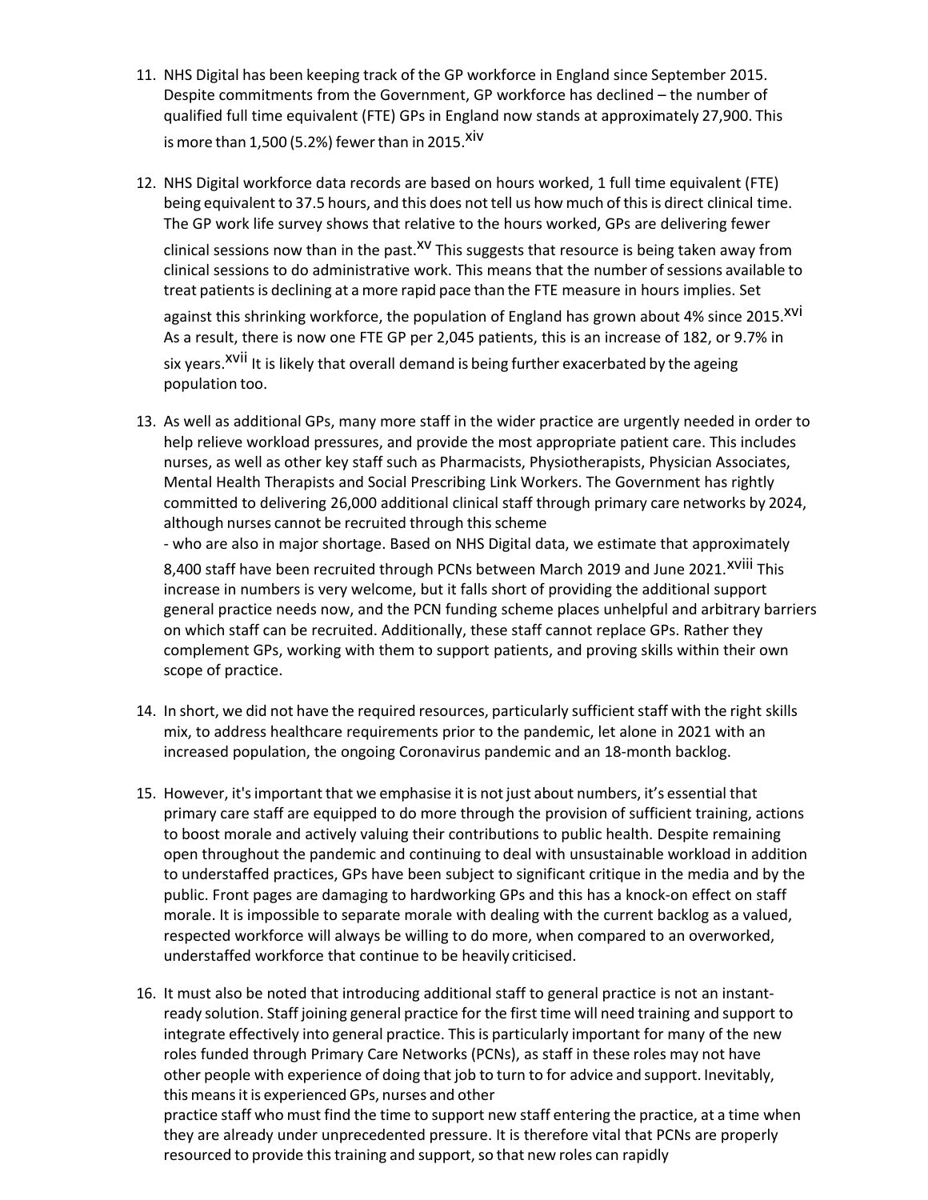11. NHS Digital has been keeping track of the GP workforce in England since September 2015. Despite commitments from the Government, GP workforce has declined – the number of qualified full time equivalent (FTE) GPs in England now stands at approximately 27,900. This is more than 1,500 (5.2%) fewer than in 2015.[xiv]

12. NHS Digital workforce data records are based on hours worked, 1 full time equivalent (FTE) being equivalent to 37.5 hours, and this does not tell us how much of this is direct clinical time. The GP work life survey shows that relative to the hours worked, GPs are delivering fewer clinical sessions now than in the past.[xv] This suggests that resource is being taken away from clinical sessions to do administrative work. This means that the number of sessions available to treat patients is declining at a more rapid pace than the FTE measure in hours implies. Set against this shrinking workforce, the population of England has grown about 4% since 2015.[xvi] As a result, there is now one FTE GP per 2,045 patients, this is an increase of 182, or 9.7% in six years.[xvii] It is likely that overall demand is being further exacerbated by the ageing population too.

13. As well as additional GPs, many more staff in the wider practice are urgently needed in order to help relieve workload pressures, and provide the most appropriate patient care. This includes nurses, as well as other key staff such as Pharmacists, Physiotherapists, Physician Associates, Mental Health Therapists and Social Prescribing Link Workers. The Government has rightly committed to delivering 26,000 additional clinical staff through primary care networks by 2024, although nurses cannot be recruited through this scheme - who are also in major shortage. Based on NHS Digital data, we estimate that approximately 8,400 staff have been recruited through PCNs between March 2019 and June 2021.[xviii] This increase in numbers is very welcome, but it falls short of providing the additional support general practice needs now, and the PCN funding scheme places unhelpful and arbitrary barriers on which staff can be recruited. Additionally, these staff cannot replace GPs. Rather they complement GPs, working with them to support patients, and proving skills within their own scope of practice.

14. In short, we did not have the required resources, particularly sufficient staff with the right skills mix, to address healthcare requirements prior to the pandemic, let alone in 2021 with an increased population, the ongoing Coronavirus pandemic and an 18-month backlog.

15. However, it's important that we emphasise it is not just about numbers, it's essential that primary care staff are equipped to do more through the provision of sufficient training, actions to boost morale and actively valuing their contributions to public health. Despite remaining open throughout the pandemic and continuing to deal with unsustainable workload in addition to understaffed practices, GPs have been subject to significant critique in the media and by the public. Front pages are damaging to hardworking GPs and this has a knock-on effect on staff morale. It is impossible to separate morale with dealing with the current backlog as a valued, respected workforce will always be willing to do more, when compared to an overworked, understaffed workforce that continue to be heavily criticised.

16. It must also be noted that introducing additional staff to general practice is not an instant-ready solution. Staff joining general practice for the first time will need training and support to integrate effectively into general practice. This is particularly important for many of the new roles funded through Primary Care Networks (PCNs), as staff in these roles may not have other people with experience of doing that job to turn to for advice and support. Inevitably, this means it is experienced GPs, nurses and other practice staff who must find the time to support new staff entering the practice, at a time when they are already under unprecedented pressure. It is therefore vital that PCNs are properly resourced to provide this training and support, so that new roles can rapidly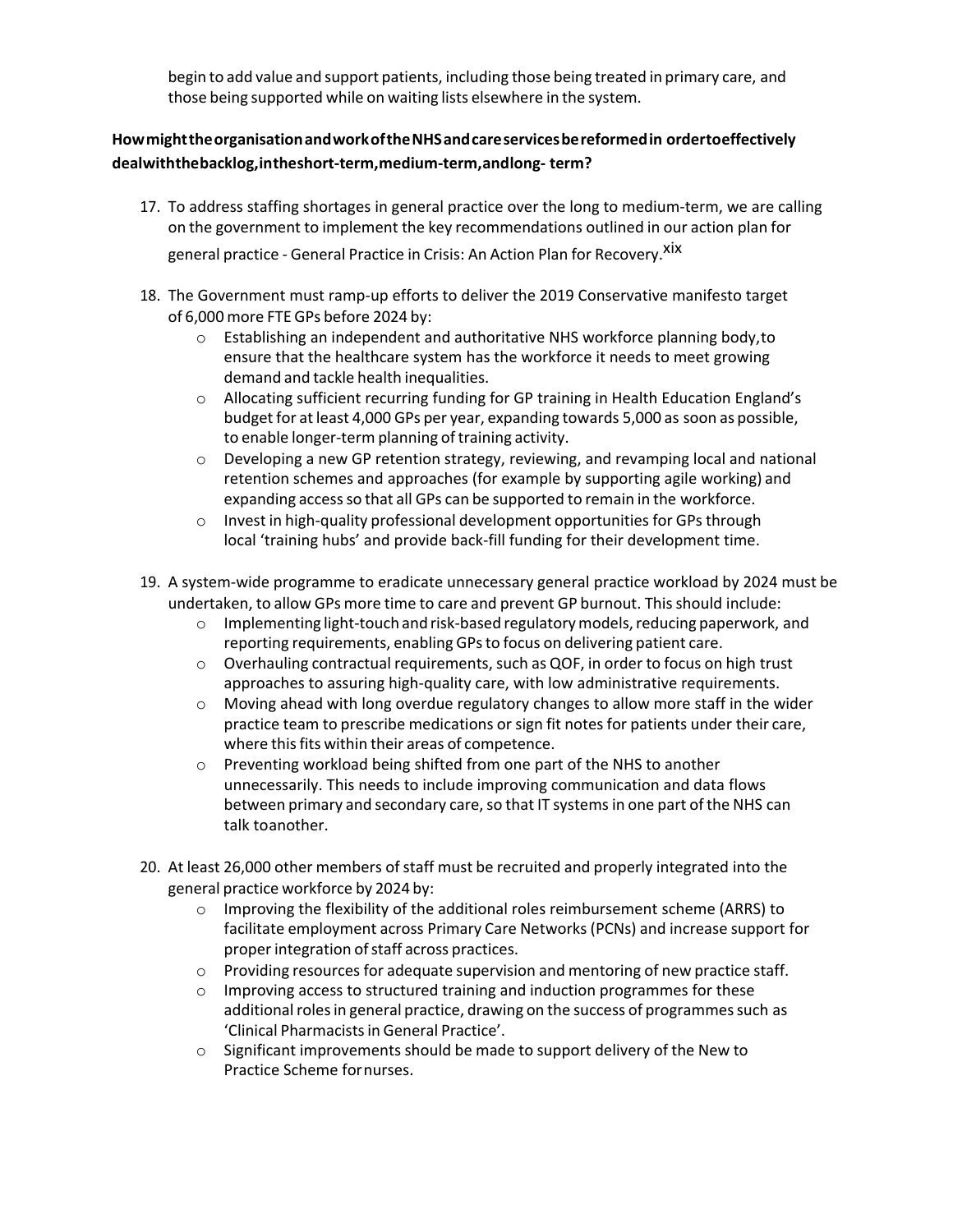begin to add value and support patients, including those being treated in primary care, and those being supported while on waiting lists elsewhere in the system.

**How might the organisation and work of the NHS and care services be reformed in order to effectively deal with the backlog, in the short-term, medium-term, and long- term?**

17. To address staffing shortages in general practice over the long to medium-term, we are calling on the government to implement the key recommendations outlined in our action plan for general practice - General Practice in Crisis: An Action Plan for Recovery.[xix]

18. The Government must ramp-up efforts to deliver the 2019 Conservative manifesto target of 6,000 more FTE GPs before 2024 by:
    - Establishing an independent and authoritative NHS workforce planning body, to ensure that the healthcare system has the workforce it needs to meet growing demand and tackle health inequalities.
    - Allocating sufficient recurring funding for GP training in Health Education England's budget for at least 4,000 GPs per year, expanding towards 5,000 as soon as possible, to enable longer-term planning of training activity.
    - Developing a new GP retention strategy, reviewing, and revamping local and national retention schemes and approaches (for example by supporting agile working) and expanding access so that all GPs can be supported to remain in the workforce.
    - Invest in high-quality professional development opportunities for GPs through local 'training hubs' and provide back-fill funding for their development time.

19. A system-wide programme to eradicate unnecessary general practice workload by 2024 must be undertaken, to allow GPs more time to care and prevent GP burnout. This should include:
    - Implementing light-touch and risk-based regulatory models, reducing paperwork, and reporting requirements, enabling GPs to focus on delivering patient care.
    - Overhauling contractual requirements, such as QOF, in order to focus on high trust approaches to assuring high-quality care, with low administrative requirements.
    - Moving ahead with long overdue regulatory changes to allow more staff in the wider practice team to prescribe medications or sign fit notes for patients under their care, where this fits within their areas of competence.
    - Preventing workload being shifted from one part of the NHS to another unnecessarily. This needs to include improving communication and data flows between primary and secondary care, so that IT systems in one part of the NHS can talk to another.

20. At least 26,000 other members of staff must be recruited and properly integrated into the general practice workforce by 2024 by:
    - Improving the flexibility of the additional roles reimbursement scheme (ARRS) to facilitate employment across Primary Care Networks (PCNs) and increase support for proper integration of staff across practices.
    - Providing resources for adequate supervision and mentoring of new practice staff.
    - Improving access to structured training and induction programmes for these additional roles in general practice, drawing on the success of programmes such as 'Clinical Pharmacists in General Practice'.
    - Significant improvements should be made to support delivery of the New to Practice Scheme for nurses.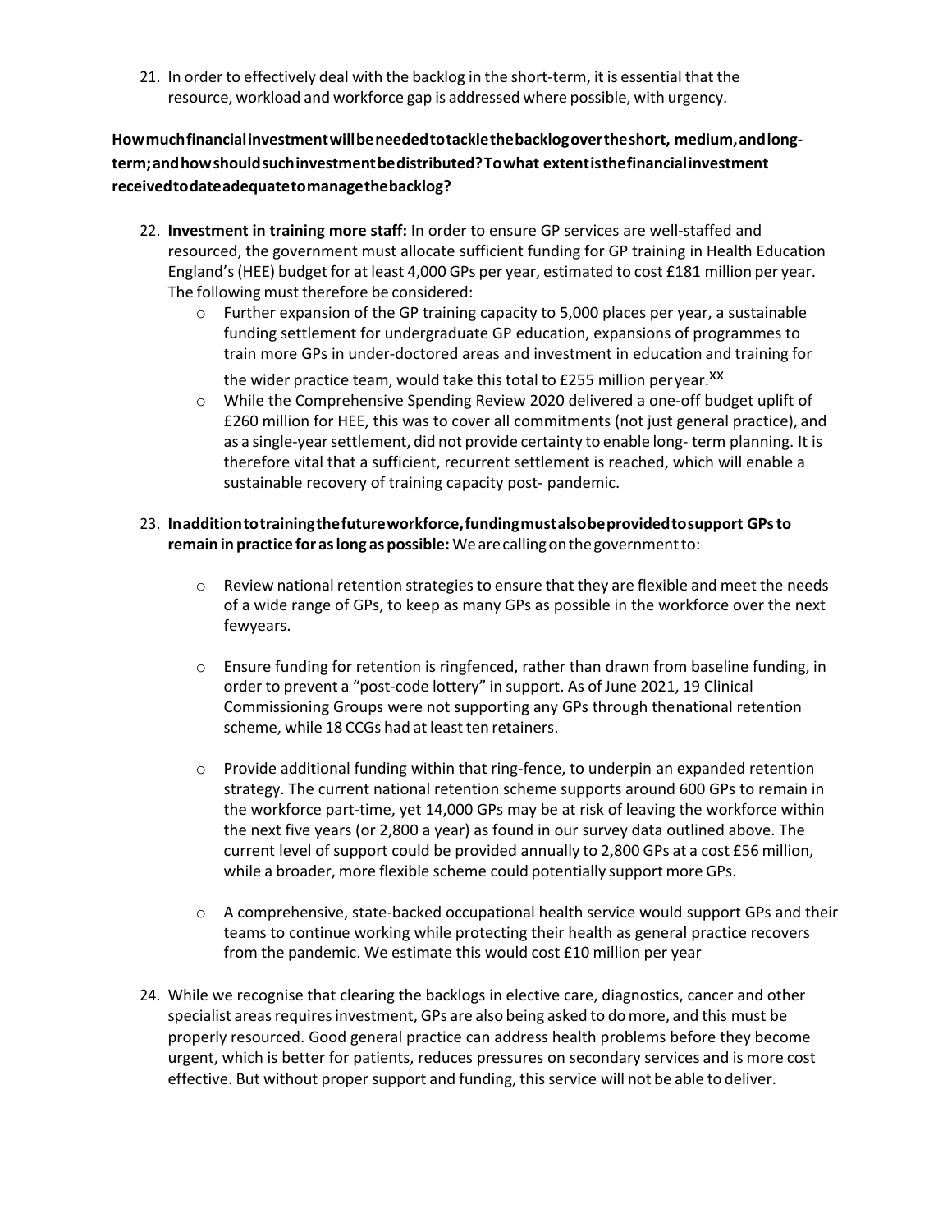21. In order to effectively deal with the backlog in the short-term, it is essential that the resource, workload and workforce gap is addressed where possible, with urgency.

**How much financial investment will be needed to tackle the backlog over the short, medium, and long-term; and how should such investment be distributed? To what extent is the financial investment received to date adequate to manage the backlog?**

22. **Investment in training more staff:** In order to ensure GP services are well-staffed and resourced, the government must allocate sufficient funding for GP training in Health Education England's (HEE) budget for at least 4,000 GPs per year, estimated to cost £181 million per year. The following must therefore be considered:
    - Further expansion of the GP training capacity to 5,000 places per year, a sustainable funding settlement for undergraduate GP education, expansions of programmes to train more GPs in under-doctored areas and investment in education and training for the wider practice team, would take this total to £255 million per year.[xx]
    - While the Comprehensive Spending Review 2020 delivered a one-off budget uplift of £260 million for HEE, this was to cover all commitments (not just general practice), and as a single-year settlement, did not provide certainty to enable long- term planning. It is therefore vital that a sufficient, recurrent settlement is reached, which will enable a sustainable recovery of training capacity post- pandemic.

23. **In addition to training the future workforce, funding must also be provided to support GPs to remain in practice for as long as possible:** We are calling on the government to:
    - Review national retention strategies to ensure that they are flexible and meet the needs of a wide range of GPs, to keep as many GPs as possible in the workforce over the next few years.
    - Ensure funding for retention is ringfenced, rather than drawn from baseline funding, in order to prevent a "post-code lottery" in support. As of June 2021, 19 Clinical Commissioning Groups were not supporting any GPs through the national retention scheme, while 18 CCGs had at least ten retainers.
    - Provide additional funding within that ring-fence, to underpin an expanded retention strategy. The current national retention scheme supports around 600 GPs to remain in the workforce part-time, yet 14,000 GPs may be at risk of leaving the workforce within the next five years (or 2,800 a year) as found in our survey data outlined above. The current level of support could be provided annually to 2,800 GPs at a cost £56 million, while a broader, more flexible scheme could potentially support more GPs.
    - A comprehensive, state-backed occupational health service would support GPs and their teams to continue working while protecting their health as general practice recovers from the pandemic. We estimate this would cost £10 million per year

24. While we recognise that clearing the backlogs in elective care, diagnostics, cancer and other specialist areas requires investment, GPs are also being asked to do more, and this must be properly resourced. Good general practice can address health problems before they become urgent, which is better for patients, reduces pressures on secondary services and is more cost effective. But without proper support and funding, this service will not be able to deliver.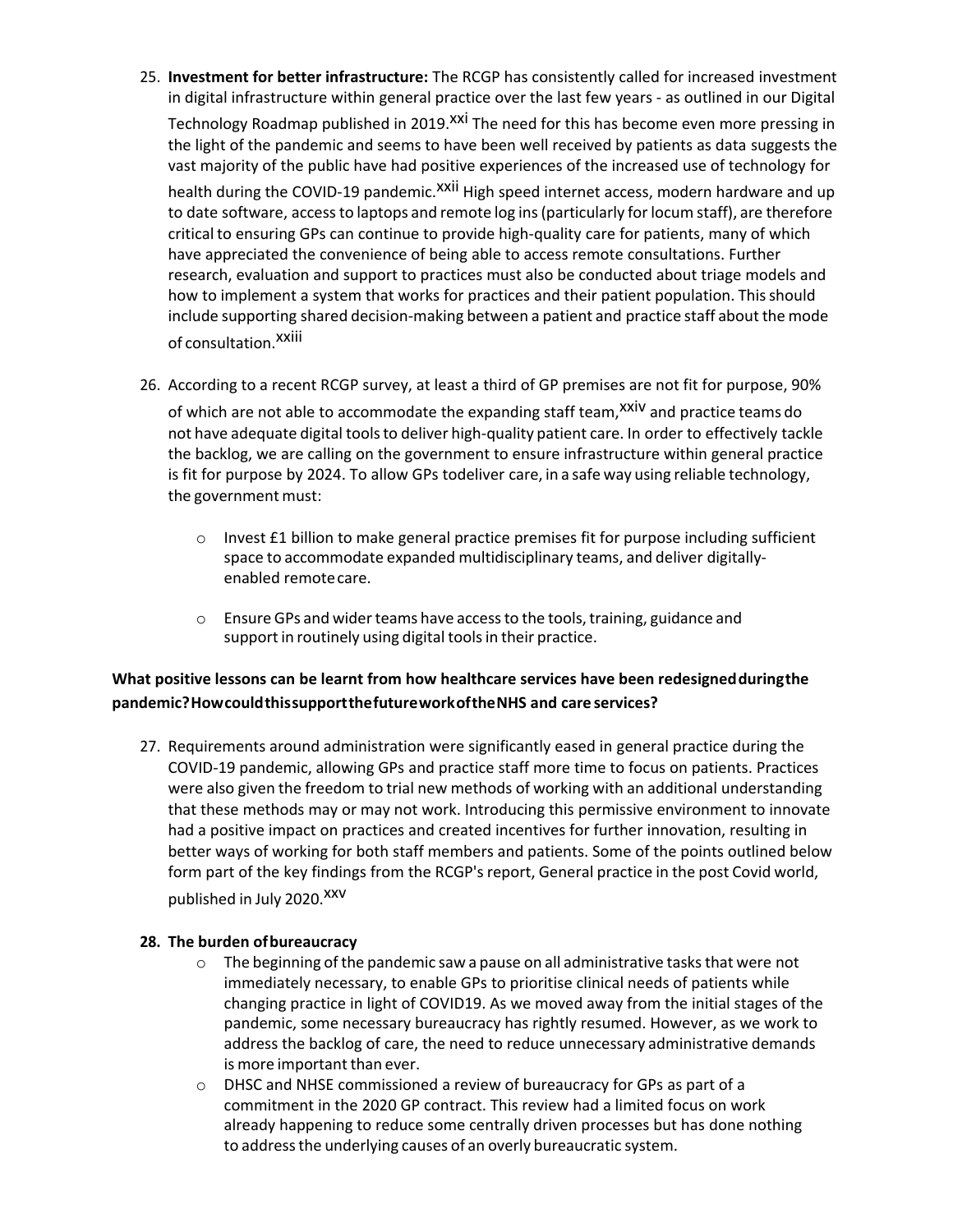25. **Investment for better infrastructure:** The RCGP has consistently called for increased investment in digital infrastructure within general practice over the last few years - as outlined in our Digital Technology Roadmap published in 2019.[xxi] The need for this has become even more pressing in the light of the pandemic and seems to have been well received by patients as data suggests the vast majority of the public have had positive experiences of the increased use of technology for health during the COVID-19 pandemic.[xxii] High speed internet access, modern hardware and up to date software, access to laptops and remote log ins (particularly for locum staff), are therefore critical to ensuring GPs can continue to provide high-quality care for patients, many of which have appreciated the convenience of being able to access remote consultations. Further research, evaluation and support to practices must also be conducted about triage models and how to implement a system that works for practices and their patient population. This should include supporting shared decision-making between a patient and practice staff about the mode of consultation.[xxiii]

26. According to a recent RCGP survey, at least a third of GP premises are not fit for purpose, 90% of which are not able to accommodate the expanding staff team,[xxiv] and practice teams do not have adequate digital tools to deliver high-quality patient care. In order to effectively tackle the backlog, we are calling on the government to ensure infrastructure within general practice is fit for purpose by 2024. To allow GPs todeliver care, in a safe way using reliable technology, the government must:

    - Invest £1 billion to make general practice premises fit for purpose including sufficient space to accommodate expanded multidisciplinary teams, and deliver digitally-enabled remote care.
    - Ensure GPs and wider teams have access to the tools, training, guidance and support in routinely using digital tools in their practice.

**What positive lessons can be learnt from how healthcare services have been redesigned during the pandemic? How could this support the future work of the NHS and care services?**

27. Requirements around administration were significantly eased in general practice during the COVID-19 pandemic, allowing GPs and practice staff more time to focus on patients. Practices were also given the freedom to trial new methods of working with an additional understanding that these methods may or may not work. Introducing this permissive environment to innovate had a positive impact on practices and created incentives for further innovation, resulting in better ways of working for both staff members and patients. Some of the points outlined below form part of the key findings from the RCGP's report, General practice in the post Covid world, published in July 2020.[xxv]

28. **The burden of bureaucracy**
    - The beginning of the pandemic saw a pause on all administrative tasks that were not immediately necessary, to enable GPs to prioritise clinical needs of patients while changing practice in light of COVID19. As we moved away from the initial stages of the pandemic, some necessary bureaucracy has rightly resumed. However, as we work to address the backlog of care, the need to reduce unnecessary administrative demands is more important than ever.
    - DHSC and NHSE commissioned a review of bureaucracy for GPs as part of a commitment in the 2020 GP contract. This review had a limited focus on work already happening to reduce some centrally driven processes but has done nothing to address the underlying causes of an overly bureaucratic system.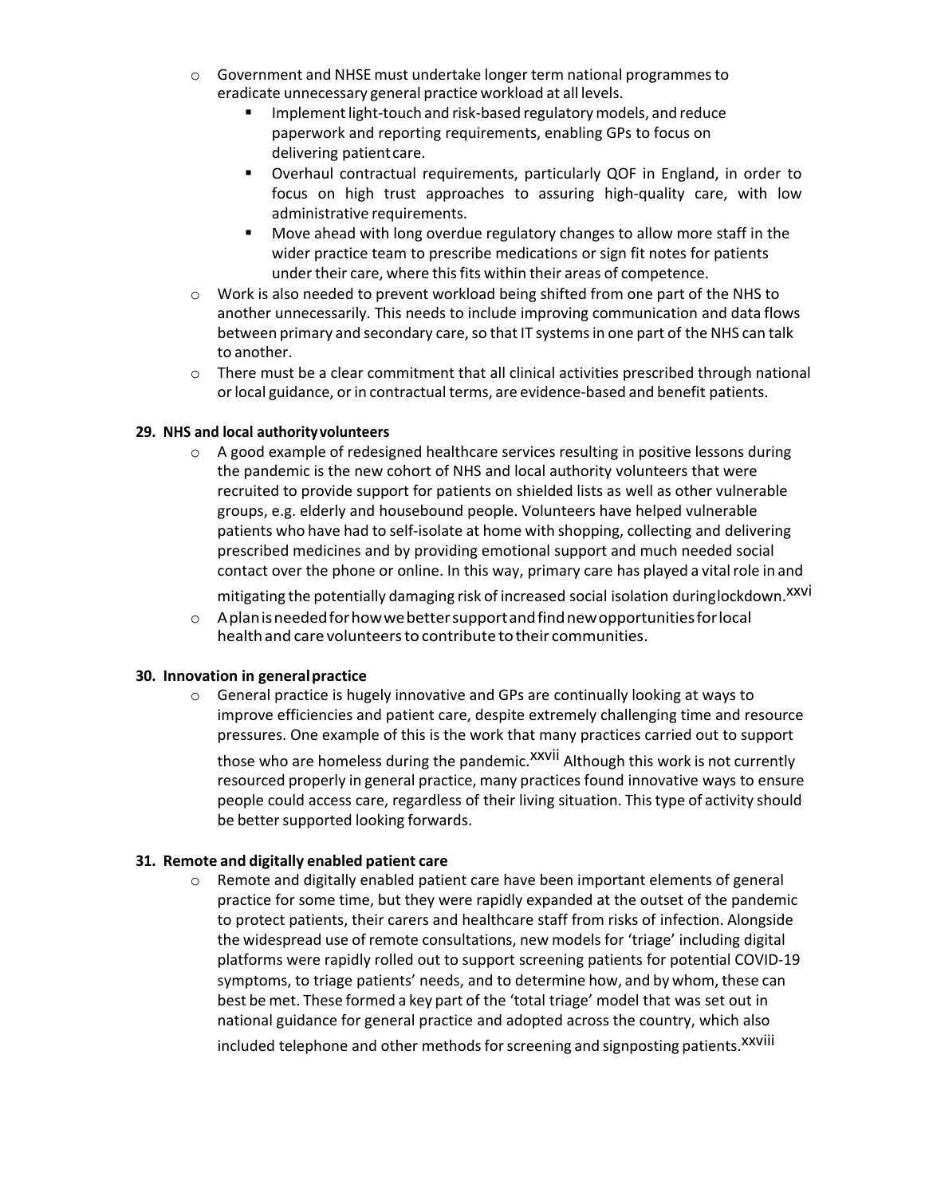- Government and NHSE must undertake longer term national programmes to eradicate unnecessary general practice workload at all levels.
  - Implement light-touch and risk-based regulatory models, and reduce paperwork and reporting requirements, enabling GPs to focus on delivering patient care.
  - Overhaul contractual requirements, particularly QOF in England, in order to focus on high trust approaches to assuring high-quality care, with low administrative requirements.
  - Move ahead with long overdue regulatory changes to allow more staff in the wider practice team to prescribe medications or sign fit notes for patients under their care, where this fits within their areas of competence.
- Work is also needed to prevent workload being shifted from one part of the NHS to another unnecessarily. This needs to include improving communication and data flows between primary and secondary care, so that IT systems in one part of the NHS can talk to another.
- There must be a clear commitment that all clinical activities prescribed through national or local guidance, or in contractual terms, are evidence-based and benefit patients.

**29. NHS and local authority volunteers**

- A good example of redesigned healthcare services resulting in positive lessons during the pandemic is the new cohort of NHS and local authority volunteers that were recruited to provide support for patients on shielded lists as well as other vulnerable groups, e.g. elderly and housebound people. Volunteers have helped vulnerable patients who have had to self-isolate at home with shopping, collecting and delivering prescribed medicines and by providing emotional support and much needed social contact over the phone or online. In this way, primary care has played a vital role in and mitigating the potentially damaging risk of increased social isolation during lockdown.[xxvi]
- A plan is needed for how we better support and find new opportunities for local health and care volunteers to contribute to their communities.

**30. Innovation in general practice**

- General practice is hugely innovative and GPs are continually looking at ways to improve efficiencies and patient care, despite extremely challenging time and resource pressures. One example of this is the work that many practices carried out to support those who are homeless during the pandemic.[xxvii] Although this work is not currently resourced properly in general practice, many practices found innovative ways to ensure people could access care, regardless of their living situation. This type of activity should be better supported looking forwards.

**31. Remote and digitally enabled patient care**

- Remote and digitally enabled patient care have been important elements of general practice for some time, but they were rapidly expanded at the outset of the pandemic to protect patients, their carers and healthcare staff from risks of infection. Alongside the widespread use of remote consultations, new models for 'triage' including digital platforms were rapidly rolled out to support screening patients for potential COVID-19 symptoms, to triage patients' needs, and to determine how, and by whom, these can best be met. These formed a key part of the 'total triage' model that was set out in national guidance for general practice and adopted across the country, which also included telephone and other methods for screening and signposting patients.[xxviii]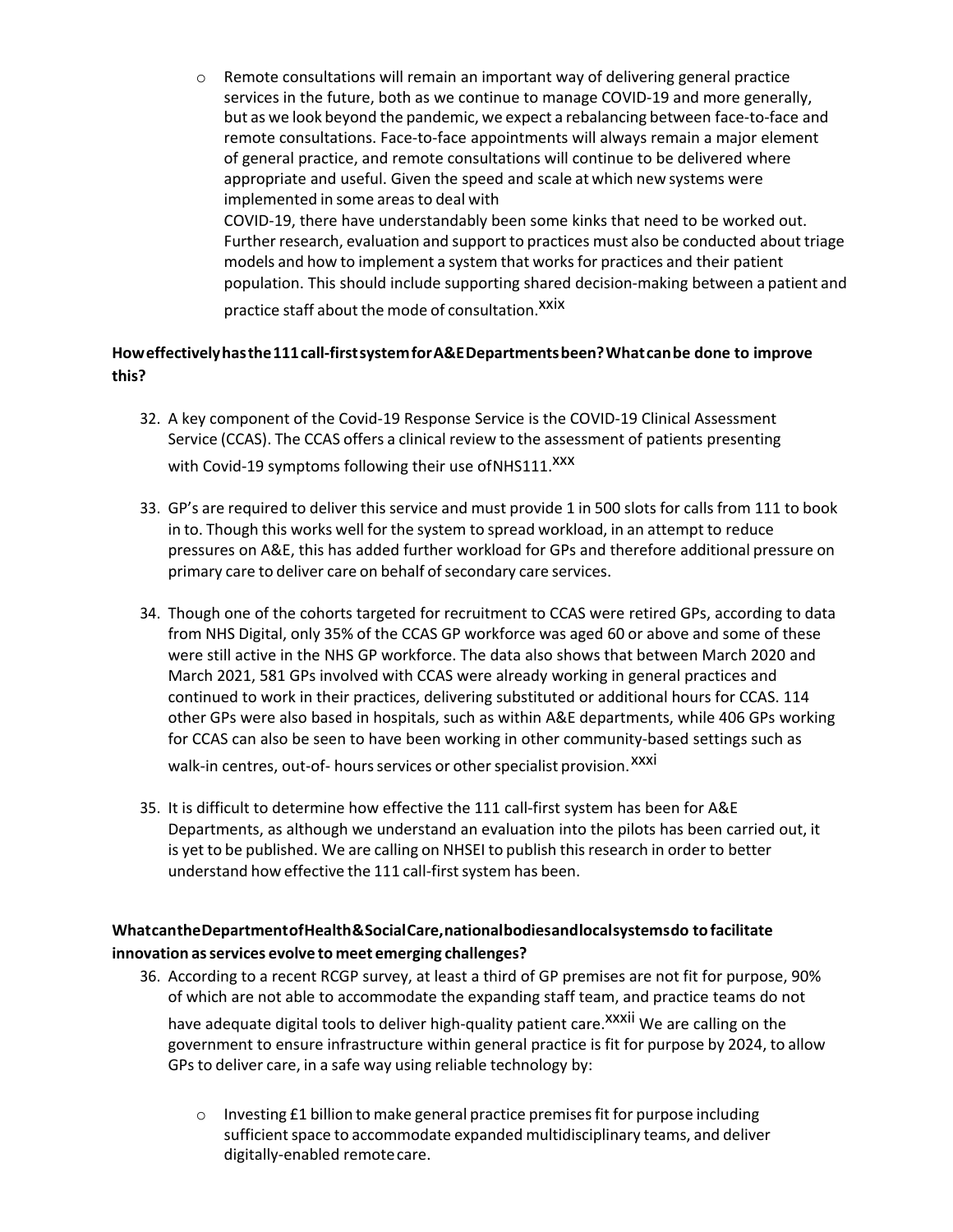- Remote consultations will remain an important way of delivering general practice services in the future, both as we continue to manage COVID-19 and more generally, but as we look beyond the pandemic, we expect a rebalancing between face-to-face and remote consultations. Face-to-face appointments will always remain a major element of general practice, and remote consultations will continue to be delivered where appropriate and useful. Given the speed and scale at which new systems were implemented in some areas to deal with COVID-19, there have understandably been some kinks that need to be worked out. Further research, evaluation and support to practices must also be conducted about triage models and how to implement a system that works for practices and their patient population. This should include supporting shared decision-making between a patient and practice staff about the mode of consultation.[xxix]

**How effectively has the 111 call-first system for A&E Departments been? What can be done to improve this?**

32. A key component of the Covid-19 Response Service is the COVID-19 Clinical Assessment Service (CCAS). The CCAS offers a clinical review to the assessment of patients presenting with Covid-19 symptoms following their use of NHS111.[xxx]

33. GP's are required to deliver this service and must provide 1 in 500 slots for calls from 111 to book in to. Though this works well for the system to spread workload, in an attempt to reduce pressures on A&E, this has added further workload for GPs and therefore additional pressure on primary care to deliver care on behalf of secondary care services.

34. Though one of the cohorts targeted for recruitment to CCAS were retired GPs, according to data from NHS Digital, only 35% of the CCAS GP workforce was aged 60 or above and some of these were still active in the NHS GP workforce. The data also shows that between March 2020 and March 2021, 581 GPs involved with CCAS were already working in general practices and continued to work in their practices, delivering substituted or additional hours for CCAS. 114 other GPs were also based in hospitals, such as within A&E departments, while 406 GPs working for CCAS can also be seen to have been working in other community-based settings such as walk-in centres, out-of- hours services or other specialist provision.[xxxi]

35. It is difficult to determine how effective the 111 call-first system has been for A&E Departments, as although we understand an evaluation into the pilots has been carried out, it is yet to be published. We are calling on NHSEI to publish this research in order to better understand how effective the 111 call-first system has been.

**What can the Department of Health & Social Care, national bodies and local systems do to facilitate innovation as services evolve to meet emerging challenges?**

36. According to a recent RCGP survey, at least a third of GP premises are not fit for purpose, 90% of which are not able to accommodate the expanding staff team, and practice teams do not have adequate digital tools to deliver high-quality patient care.[xxxii] We are calling on the government to ensure infrastructure within general practice is fit for purpose by 2024, to allow GPs to deliver care, in a safe way using reliable technology by:

    - Investing £1 billion to make general practice premises fit for purpose including sufficient space to accommodate expanded multidisciplinary teams, and deliver digitally-enabled remote care.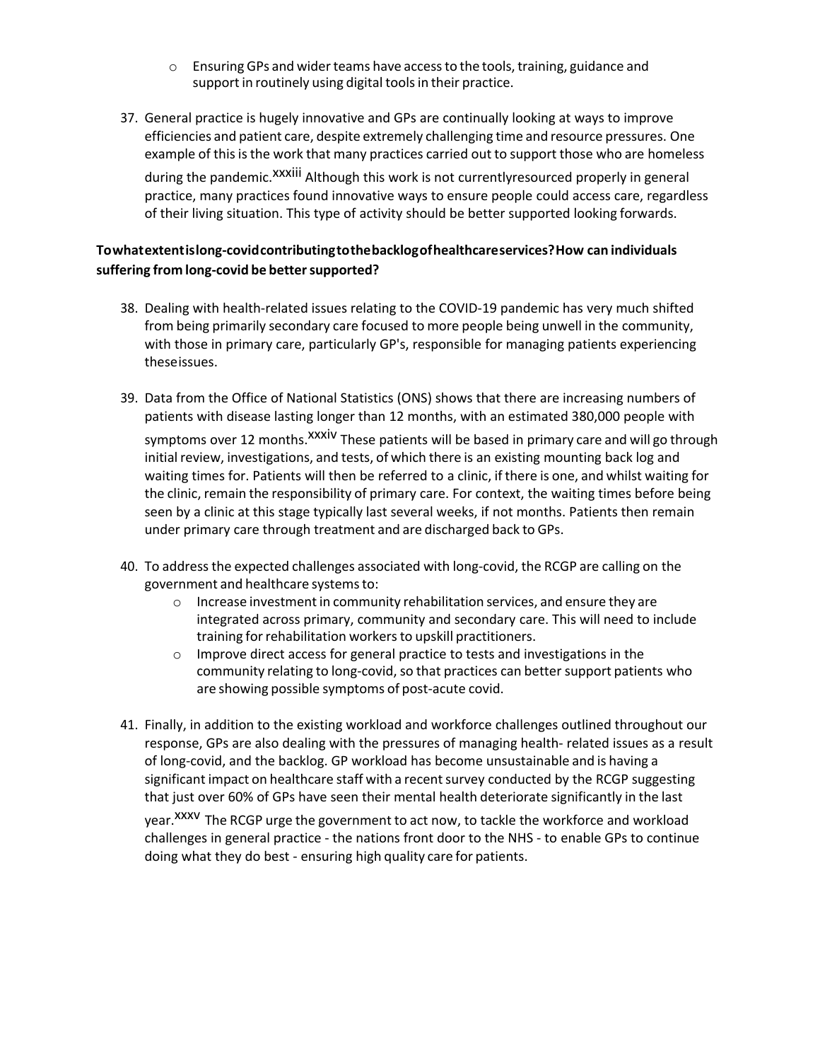- Ensuring GPs and wider teams have access to the tools, training, guidance and support in routinely using digital tools in their practice.

37. General practice is hugely innovative and GPs are continually looking at ways to improve efficiencies and patient care, despite extremely challenging time and resource pressures. One example of this is the work that many practices carried out to support those who are homeless during the pandemic.[xxxiii] Although this work is not currentlyresourced properly in general practice, many practices found innovative ways to ensure people could access care, regardless of their living situation. This type of activity should be better supported looking forwards.

**Towhatextentislong-covidcontributingtothebacklogofhealthcareservices?How can individuals suffering from long-covid be better supported?**

38. Dealing with health-related issues relating to the COVID-19 pandemic has very much shifted from being primarily secondary care focused to more people being unwell in the community, with those in primary care, particularly GP's, responsible for managing patients experiencing theseissues.

39. Data from the Office of National Statistics (ONS) shows that there are increasing numbers of patients with disease lasting longer than 12 months, with an estimated 380,000 people with symptoms over 12 months.[xxxiv] These patients will be based in primary care and will go through initial review, investigations, and tests, of which there is an existing mounting back log and waiting times for. Patients will then be referred to a clinic, if there is one, and whilst waiting for the clinic, remain the responsibility of primary care. For context, the waiting times before being seen by a clinic at this stage typically last several weeks, if not months. Patients then remain under primary care through treatment and are discharged back to GPs.

40. To address the expected challenges associated with long-covid, the RCGP are calling on the government and healthcare systems to:
    - Increase investment in community rehabilitation services, and ensure they are integrated across primary, community and secondary care. This will need to include training for rehabilitation workers to upskill practitioners.
    - Improve direct access for general practice to tests and investigations in the community relating to long-covid, so that practices can better support patients who are showing possible symptoms of post-acute covid.

41. Finally, in addition to the existing workload and workforce challenges outlined throughout our response, GPs are also dealing with the pressures of managing health- related issues as a result of long-covid, and the backlog. GP workload has become unsustainable and is having a significant impact on healthcare staff with a recent survey conducted by the RCGP suggesting that just over 60% of GPs have seen their mental health deteriorate significantly in the last year.[xxxv] The RCGP urge the government to act now, to tackle the workforce and workload challenges in general practice - the nations front door to the NHS - to enable GPs to continue doing what they do best - ensuring high quality care for patients.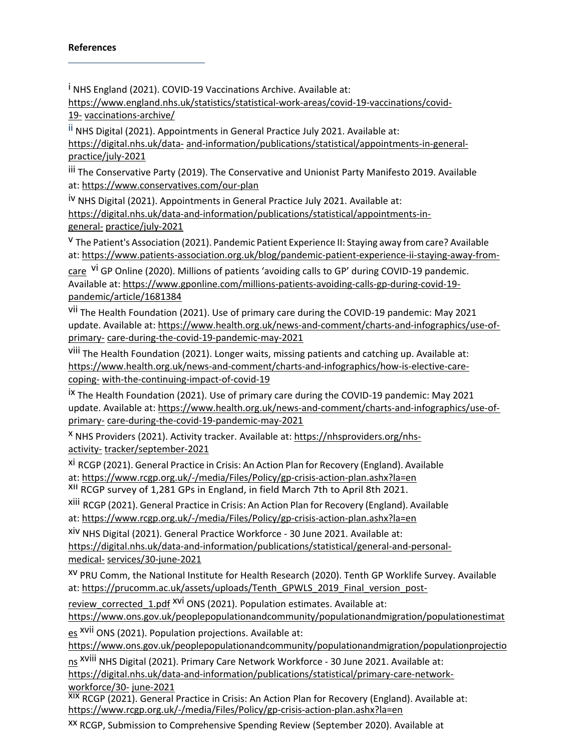**References**

[i] NHS England (2021). COVID-19 Vaccinations Archive. Available at: https://www.england.nhs.uk/statistics/statistical-work-areas/covid-19-vaccinations/covid-19- vaccinations-archive/

[ii] NHS Digital (2021). Appointments in General Practice July 2021. Available at: https://digital.nhs.uk/data- and-information/publications/statistical/appointments-in-general-practice/july-2021

[iii] The Conservative Party (2019). The Conservative and Unionist Party Manifesto 2019. Available at: https://www.conservatives.com/our-plan

[iv] NHS Digital (2021). Appointments in General Practice July 2021. Available at: https://digital.nhs.uk/data-and-information/publications/statistical/appointments-in-general- practice/july-2021

[v] The Patient's Association (2021). Pandemic Patient Experience II: Staying away from care? Available at: https://www.patients-association.org.uk/blog/pandemic-patient-experience-ii-staying-away-from-care

[vi] GP Online (2020). Millions of patients 'avoiding calls to GP' during COVID-19 pandemic. Available at: https://www.gponline.com/millions-patients-avoiding-calls-gp-during-covid-19-pandemic/article/1681384

[vii] The Health Foundation (2021). Use of primary care during the COVID-19 pandemic: May 2021 update. Available at: https://www.health.org.uk/news-and-comment/charts-and-infographics/use-of-primary- care-during-the-covid-19-pandemic-may-2021

[viii] The Health Foundation (2021). Longer waits, missing patients and catching up. Available at: https://www.health.org.uk/news-and-comment/charts-and-infographics/how-is-elective-care-coping- with-the-continuing-impact-of-covid-19

[ix] The Health Foundation (2021). Use of primary care during the COVID-19 pandemic: May 2021 update. Available at: https://www.health.org.uk/news-and-comment/charts-and-infographics/use-of-primary- care-during-the-covid-19-pandemic-may-2021

[x] NHS Providers (2021). Activity tracker. Available at: https://nhsproviders.org/nhs-activity- tracker/september-2021

[xi] RCGP (2021). General Practice in Crisis: An Action Plan for Recovery (England). Available at: https://www.rcgp.org.uk/-/media/Files/Policy/gp-crisis-action-plan.ashx?la=en

[xii] RCGP survey of 1,281 GPs in England, in field March 7th to April 8th 2021.

[xiii] RCGP (2021). General Practice in Crisis: An Action Plan for Recovery (England). Available at: https://www.rcgp.org.uk/-/media/Files/Policy/gp-crisis-action-plan.ashx?la=en

[xiv] NHS Digital (2021). General Practice Workforce - 30 June 2021. Available at: https://digital.nhs.uk/data-and-information/publications/statistical/general-and-personal-medical- services/30-june-2021

[xv] PRU Comm, the National Institute for Health Research (2020). Tenth GP Worklife Survey. Available at: https://prucomm.ac.uk/assets/uploads/Tenth_GPWLS_2019_Final_version_post-review_corrected_1.pdf

[xvi] ONS (2021). Population estimates. Available at: https://www.ons.gov.uk/peoplepopulationandcommunity/populationandmigration/populationestimates

[xvii] ONS (2021). Population projections. Available at: https://www.ons.gov.uk/peoplepopulationandcommunity/populationandmigration/populationprojections

[xviii] NHS Digital (2021). Primary Care Network Workforce - 30 June 2021. Available at: https://digital.nhs.uk/data-and-information/publications/statistical/primary-care-network-workforce/30- june-2021

[xix] RCGP (2021). General Practice in Crisis: An Action Plan for Recovery (England). Available at: https://www.rcgp.org.uk/-/media/Files/Policy/gp-crisis-action-plan.ashx?la=en

[xx] RCGP, Submission to Comprehensive Spending Review (September 2020). Available at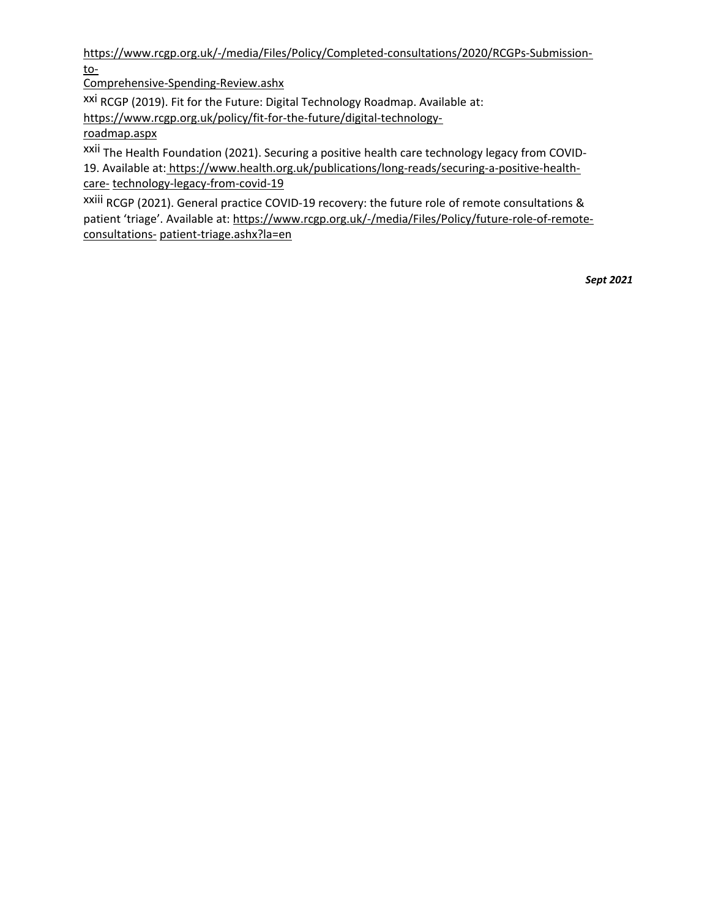https://www.rcgp.org.uk/-/media/Files/Policy/Completed-consultations/2020/RCGPs-Submission-to-Comprehensive-Spending-Review.ashx

[xxi] RCGP (2019). Fit for the Future: Digital Technology Roadmap. Available at: https://www.rcgp.org.uk/policy/fit-for-the-future/digital-technology-roadmap.aspx

[xxii] The Health Foundation (2021). Securing a positive health care technology legacy from COVID-19. Available at: https://www.health.org.uk/publications/long-reads/securing-a-positive-health-care-technology-legacy-from-covid-19

[xxiii] RCGP (2021). General practice COVID-19 recovery: the future role of remote consultations & patient 'triage'. Available at: https://www.rcgp.org.uk/-/media/Files/Policy/future-role-of-remote-consultations-patient-triage.ashx?la=en

***Sept 2021***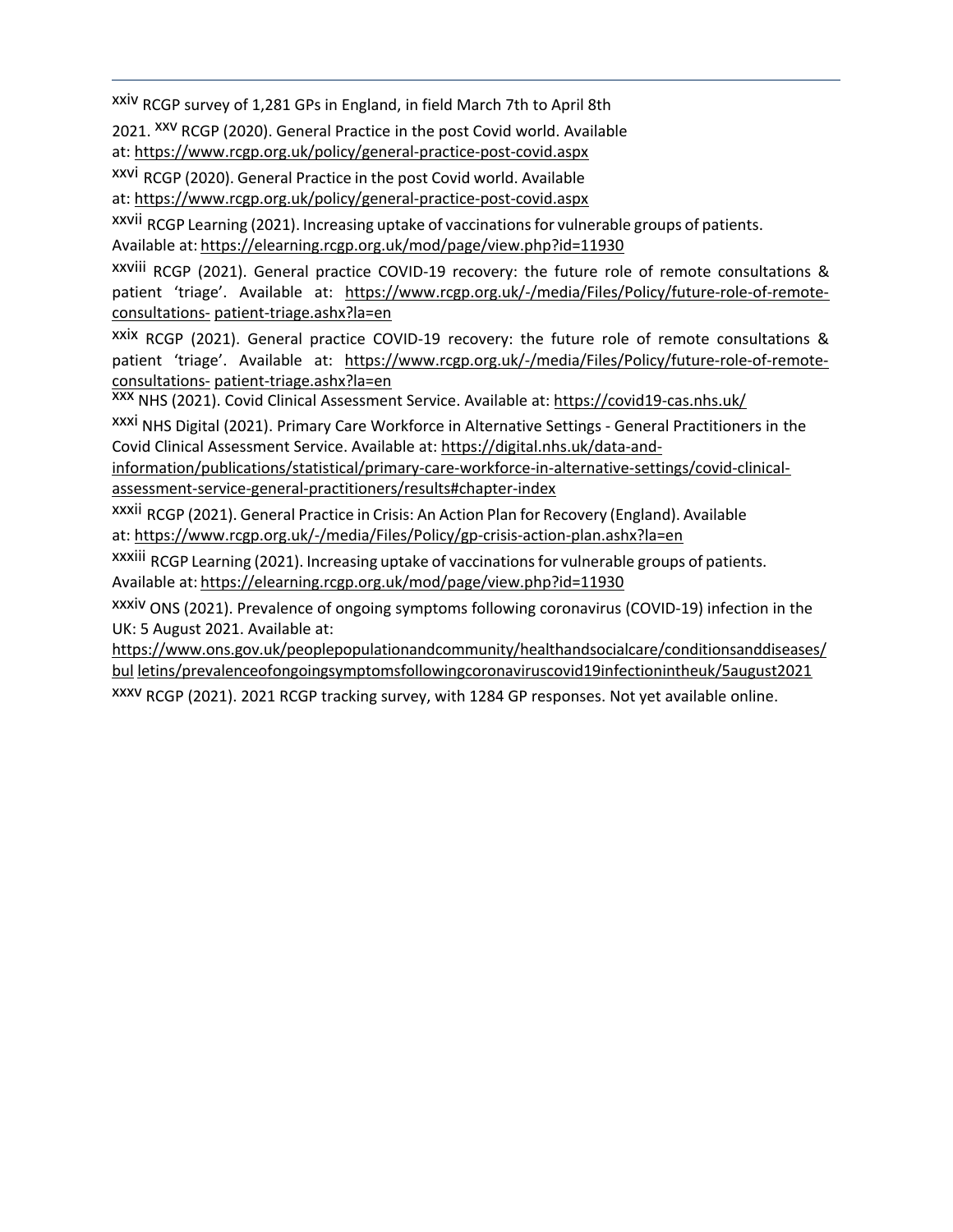[xxiv] RCGP survey of 1,281 GPs in England, in field March 7th to April 8th 2021.

[xxv] RCGP (2020). General Practice in the post Covid world. Available at: https://www.rcgp.org.uk/policy/general-practice-post-covid.aspx

[xxvi] RCGP (2020). General Practice in the post Covid world. Available at: https://www.rcgp.org.uk/policy/general-practice-post-covid.aspx

[xxvii] RCGP Learning (2021). Increasing uptake of vaccinations for vulnerable groups of patients. Available at: https://elearning.rcgp.org.uk/mod/page/view.php?id=11930

[xxviii] RCGP (2021). General practice COVID-19 recovery: the future role of remote consultations & patient 'triage'. Available at: https://www.rcgp.org.uk/-/media/Files/Policy/future-role-of-remote-consultations-patient-triage.ashx?la=en

[xxix] RCGP (2021). General practice COVID-19 recovery: the future role of remote consultations & patient 'triage'. Available at: https://www.rcgp.org.uk/-/media/Files/Policy/future-role-of-remote-consultations-patient-triage.ashx?la=en

[xxx] NHS (2021). Covid Clinical Assessment Service. Available at: https://covid19-cas.nhs.uk/

[xxxi] NHS Digital (2021). Primary Care Workforce in Alternative Settings - General Practitioners in the Covid Clinical Assessment Service. Available at: https://digital.nhs.uk/data-and-information/publications/statistical/primary-care-workforce-in-alternative-settings/covid-clinical-assessment-service-general-practitioners/results#chapter-index

[xxxii] RCGP (2021). General Practice in Crisis: An Action Plan for Recovery (England). Available at: https://www.rcgp.org.uk/-/media/Files/Policy/gp-crisis-action-plan.ashx?la=en

[xxxiii] RCGP Learning (2021). Increasing uptake of vaccinations for vulnerable groups of patients. Available at: https://elearning.rcgp.org.uk/mod/page/view.php?id=11930

[xxxiv] ONS (2021). Prevalence of ongoing symptoms following coronavirus (COVID-19) infection in the UK: 5 August 2021. Available at: https://www.ons.gov.uk/peoplepopulationandcommunity/healthandsocialcare/conditionsanddiseases/bulletins/prevalenceofongoingsymptomsfollowingcoronaviruscovid19infectionintheuk/5august2021

[xxxv] RCGP (2021). 2021 RCGP tracking survey, with 1284 GP responses. Not yet available online.